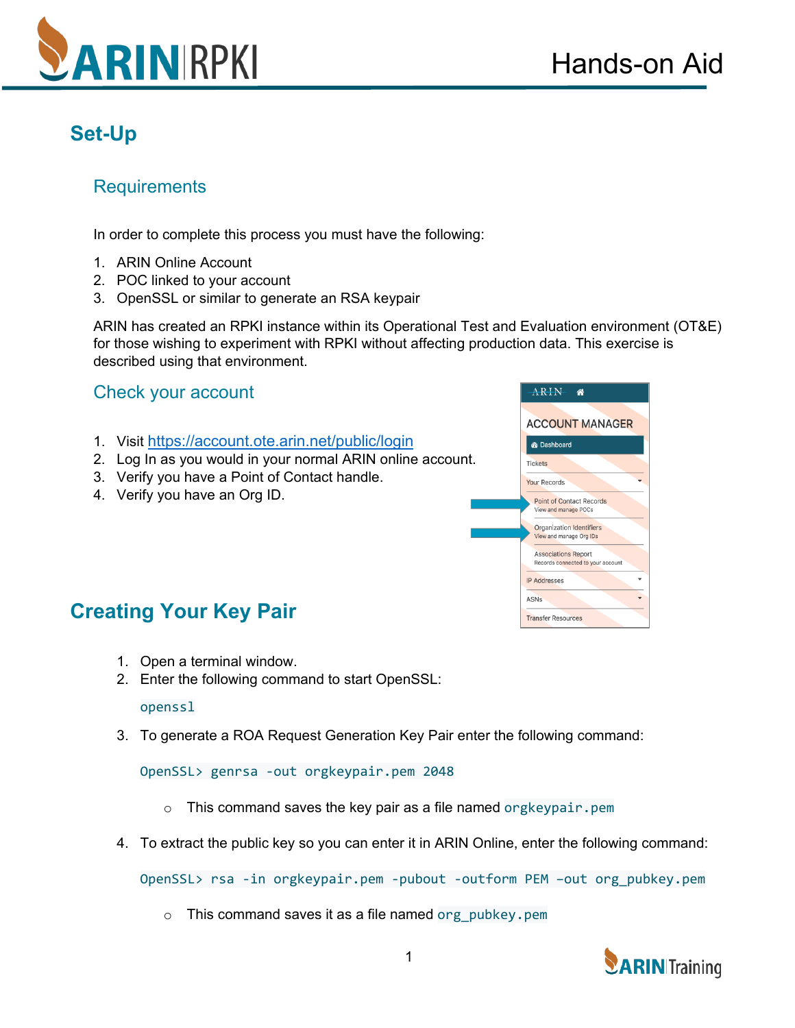# Hands-on Aid

## Set-Up

### Requirements

In order to complete this process you must have the following:

1. ARIN Online Account
2. POC linked to your account
3. OpenSSL or similar to generate an RSA keypair

ARIN has created an RPKI instance within its Operational Test and Evaluation environment (OT&E) for those wishing to experiment with RPKI without affecting production data. This exercise is described using that environment.

### Check your account

1. Visit https://account.ote.arin.net/public/login
2. Log In as you would in your normal ARIN online account.
3. Verify you have a Point of Contact handle.
4. Verify you have an Org ID.

## Creating Your Key Pair

1. Open a terminal window.
2. Enter the following command to start OpenSSL:

```
openssl
```

3. To generate a ROA Request Generation Key Pair enter the following command:

```
OpenSSL> genrsa -out orgkeypair.pem 2048
```

   - This command saves the key pair as a file named `orgkeypair.pem`

4. To extract the public key so you can enter it in ARIN Online, enter the following command:

```
OpenSSL> rsa -in orgkeypair.pem -pubout -outform PEM -out org_pubkey.pem
```

   - This command saves it as a file named `org_pubkey.pem`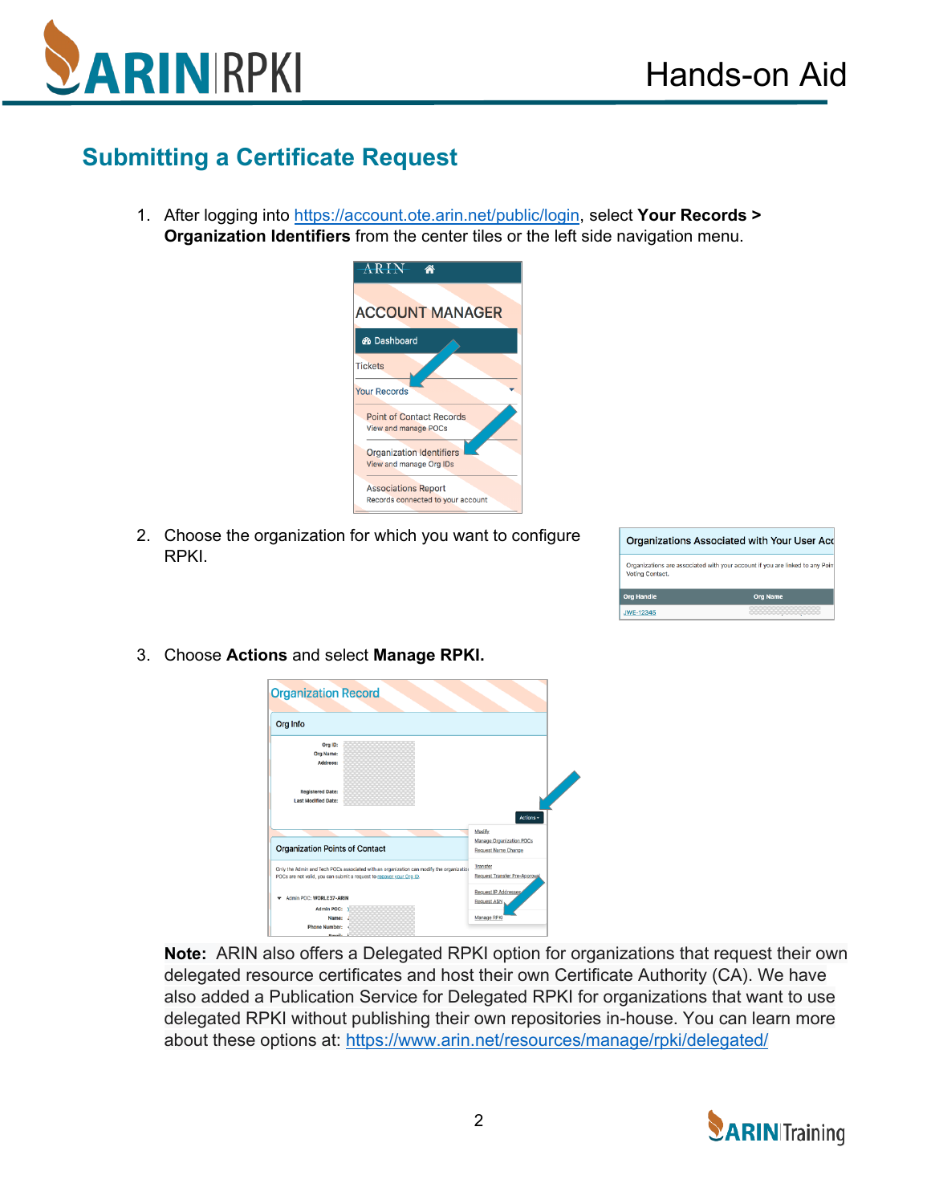## Submitting a Certificate Request

1. After logging into https://account.ote.arin.net/public/login, select **Your Records > Organization Identifiers** from the center tiles or the left side navigation menu.

2. Choose the organization for which you want to configure RPKI.

3. Choose **Actions** and select **Manage RPKI.**

**Note:** ARIN also offers a Delegated RPKI option for organizations that request their own delegated resource certificates and host their own Certificate Authority (CA). We have also added a Publication Service for Delegated RPKI for organizations that want to use delegated RPKI without publishing their own repositories in-house. You can learn more about these options at: https://www.arin.net/resources/manage/rpki/delegated/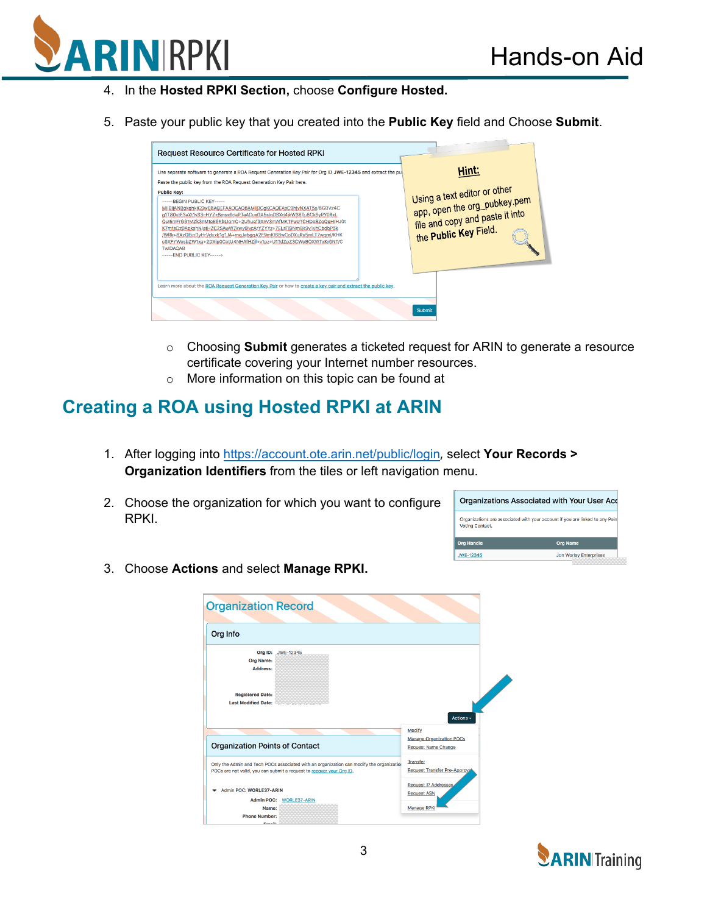4. In the **Hosted RPKI Section,** choose **Configure Hosted.**

5. Paste your public key that you created into the **Public Key** field and Choose **Submit**.

   - Choosing **Submit** generates a ticketed request for ARIN to generate a resource certificate covering your Internet number resources.
   - More information on this topic can be found at

## Creating a ROA using Hosted RPKI at ARIN

1. After logging into https://account.ote.arin.net/public/login, select **Your Records > Organization Identifiers** from the tiles or left navigation menu.

2. Choose the organization for which you want to configure RPKI.

3. Choose **Actions** and select **Manage RPKI.**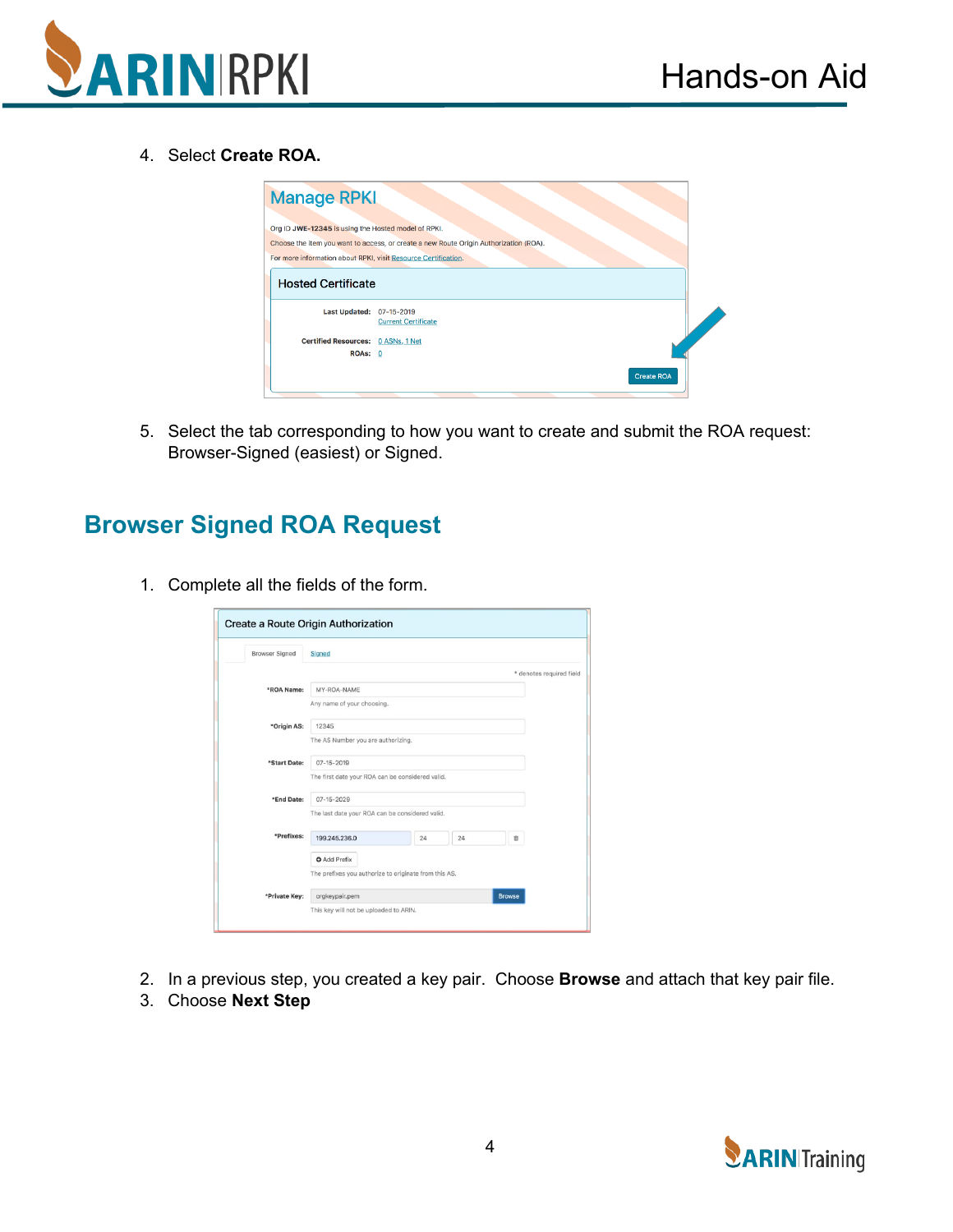4. Select **Create ROA.**

5. Select the tab corresponding to how you want to create and submit the ROA request: Browser-Signed (easiest) or Signed.

## Browser Signed ROA Request

1. Complete all the fields of the form.

2. In a previous step, you created a key pair. Choose **Browse** and attach that key pair file.
3. Choose **Next Step**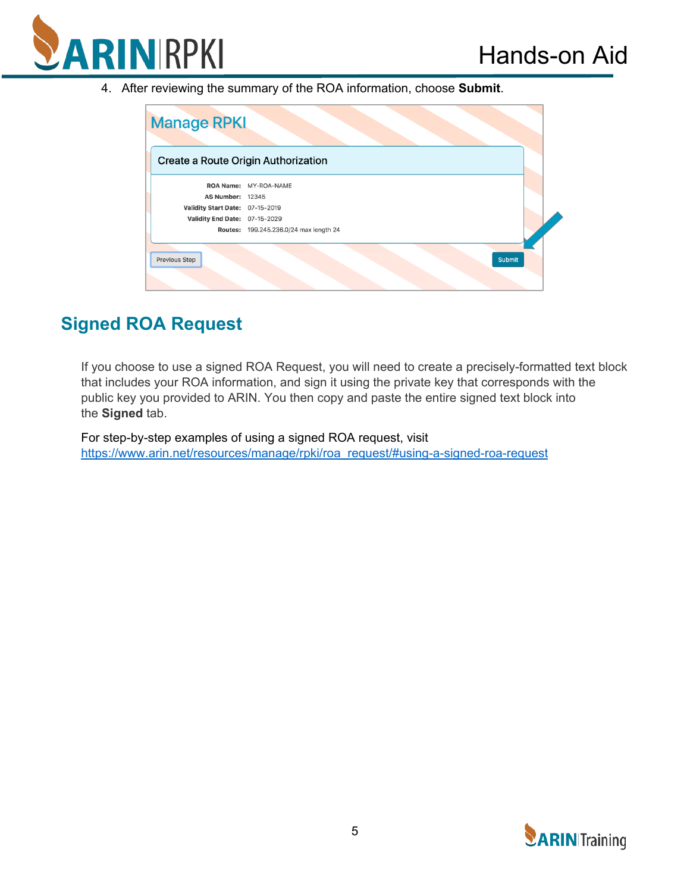4. After reviewing the summary of the ROA information, choose **Submit**.

Manage RPKI

Create a Route Origin Authorization

ROA Name: MY-ROA-NAME
AS Number: 12345
Validity Start Date: 07-15-2019
Validity End Date: 07-15-2029
Routes: 199.245.236.0/24 max length 24

Previous Step

Submit

## Signed ROA Request

If you choose to use a signed ROA Request, you will need to create a precisely-formatted text block that includes your ROA information, and sign it using the private key that corresponds with the public key you provided to ARIN. You then copy and paste the entire signed text block into the **Signed** tab.

For step-by-step examples of using a signed ROA request, visit https://www.arin.net/resources/manage/rpki/roa_request/#using-a-signed-roa-request